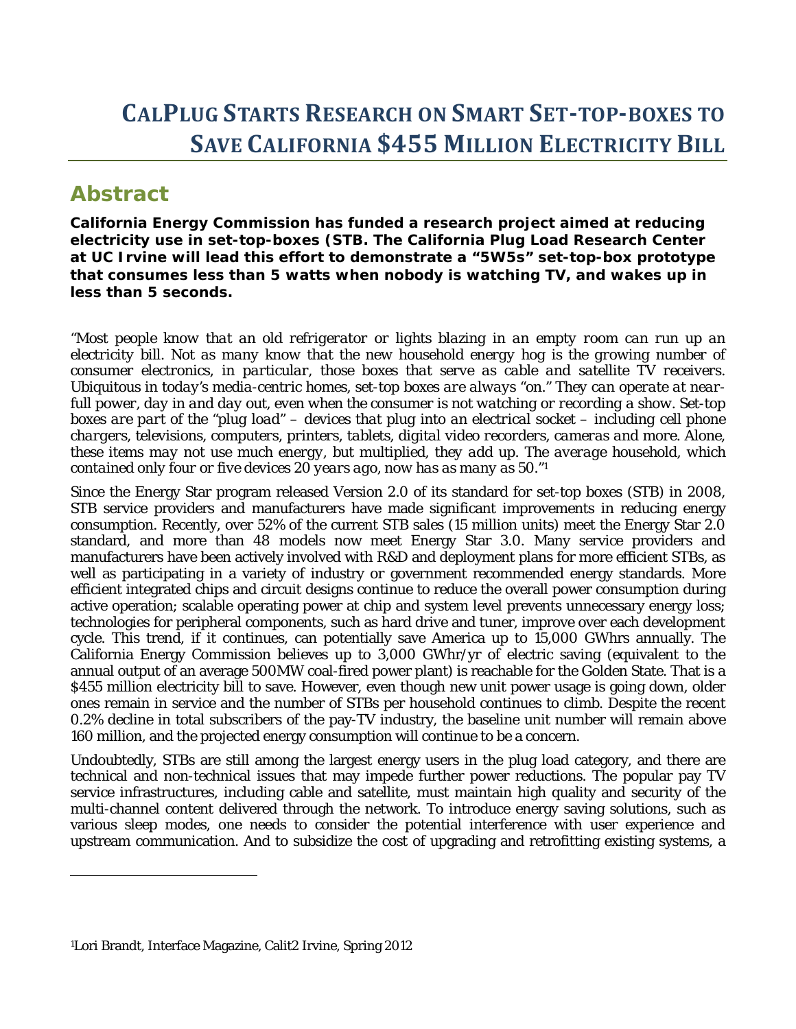# CalPlug Starts Research on Smart Set-top-boxes to Save California $455 Million Electricity Bill

## Abstract

**California Energy Commission has funded a research project aimed at reducing electricity use in set-top-boxes (STB. The California Plug Load Research Center at UC Irvine will lead this effort to demonstrate a "5W5s" set-top-box prototype that consumes less than 5 watts when nobody is watching TV, and wakes up in less than 5 seconds.**

*"Most people know that an old refrigerator or lights blazing in an empty room can run up an electricity bill. Not as many know that the new household energy hog is the growing number of consumer electronics, in particular, those boxes that serve as cable and satellite TV receivers. Ubiquitous in today's media-centric homes, set-top boxes are always "on." They can operate at near-full power, day in and day out, even when the consumer is not watching or recording a show. Set-top boxes are part of the "plug load" – devices that plug into an electrical socket – including cell phone chargers, televisions, computers, printers, tablets, digital video recorders, cameras and more. Alone, these items may not use much energy, but multiplied, they add up. The average household, which contained only four or five devices 20 years ago, now has as many as 50."*[1]

Since the Energy Star program released Version 2.0 of its standard for set-top boxes (STB) in 2008, STB service providers and manufacturers have made significant improvements in reducing energy consumption. Recently, over 52% of the current STB sales (15 million units) meet the Energy Star 2.0 standard, and more than 48 models now meet Energy Star 3.0. Many service providers and manufacturers have been actively involved with R&D and deployment plans for more efficient STBs, as well as participating in a variety of industry or government recommended energy standards. More efficient integrated chips and circuit designs continue to reduce the overall power consumption during active operation; scalable operating power at chip and system level prevents unnecessary energy loss; technologies for peripheral components, such as hard drive and tuner, improve over each development cycle. This trend, if it continues, can potentially save America up to 15,000 GWhrs annually. The California Energy Commission believes up to 3,000 GWhr/yr of electric saving (equivalent to the annual output of an average 500MW coal-fired power plant) is reachable for the Golden State. That is a $455 million electricity bill to save. However, even though new unit power usage is going down, older ones remain in service and the number of STBs per household continues to climb. Despite the recent 0.2% decline in total subscribers of the pay-TV industry, the baseline unit number will remain above 160 million, and the projected energy consumption will continue to be a concern.

Undoubtedly, STBs are still among the largest energy users in the plug load category, and there are technical and non-technical issues that may impede further power reductions. The popular pay TV service infrastructures, including cable and satellite, must maintain high quality and security of the multi-channel content delivered through the network. To introduce energy saving solutions, such as various sleep modes, one needs to consider the potential interference with user experience and upstream communication. And to subsidize the cost of upgrading and retrofitting existing systems, a

[1] Lori Brandt, Interface Magazine, Calit2 Irvine, Spring 2012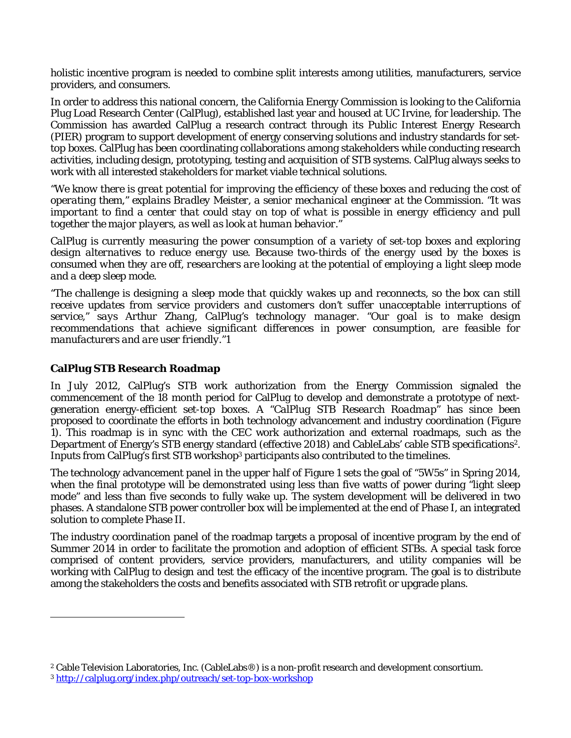holistic incentive program is needed to combine split interests among utilities, manufacturers, service providers, and consumers.

In order to address this national concern, the California Energy Commission is looking to the California Plug Load Research Center (CalPlug), established last year and housed at UC Irvine, for leadership. The Commission has awarded CalPlug a research contract through its Public Interest Energy Research (PIER) program to support development of energy conserving solutions and industry standards for set-top boxes. CalPlug has been coordinating collaborations among stakeholders while conducting research activities, including design, prototyping, testing and acquisition of STB systems. CalPlug always seeks to work with all interested stakeholders for market viable technical solutions.

*"We know there is great potential for improving the efficiency of these boxes and reducing the cost of operating them," explains Bradley Meister, a senior mechanical engineer at the Commission. "It was important to find a center that could stay on top of what is possible in energy efficiency and pull together the major players, as well as look at human behavior."*

*CalPlug is currently measuring the power consumption of a variety of set-top boxes and exploring design alternatives to reduce energy use. Because two-thirds of the energy used by the boxes is consumed when they are off, researchers are looking at the potential of employing a light sleep mode and a deep sleep mode.*

*"The challenge is designing a sleep mode that quickly wakes up and reconnects, so the box can still receive updates from service providers and customers don't suffer unacceptable interruptions of service," says Arthur Zhang, CalPlug's technology manager. "Our goal is to make design recommendations that achieve significant differences in power consumption, are feasible for manufacturers and are user friendly."*[1]

**CalPlug STB Research Roadmap**

In July 2012, CalPlug's STB work authorization from the Energy Commission signaled the commencement of the 18 month period for CalPlug to develop and demonstrate a prototype of next-generation energy-efficient set-top boxes. A "*CalPlug STB Research Roadmap*" has since been proposed to coordinate the efforts in both technology advancement and industry coordination (Figure 1). This roadmap is in sync with the CEC work authorization and external roadmaps, such as the Department of Energy's STB energy standard (effective 2018) and CableLabs' cable STB specifications[2]. Inputs from CalPlug's first STB workshop[3] participants also contributed to the timelines.

The technology advancement panel in the upper half of Figure 1 sets the goal of "5W5s" in Spring 2014, when the final prototype will be demonstrated using less than five watts of power during "light sleep mode" and less than five seconds to fully wake up. The system development will be delivered in two phases. A standalone STB power controller box will be implemented at the end of Phase I, an integrated solution to complete Phase II.

The industry coordination panel of the roadmap targets a proposal of incentive program by the end of Summer 2014 in order to facilitate the promotion and adoption of efficient STBs. A special task force comprised of content providers, service providers, manufacturers, and utility companies will be working with CalPlug to design and test the efficacy of the incentive program. The goal is to distribute among the stakeholders the costs and benefits associated with STB retrofit or upgrade plans.

---

[2] Cable Television Laboratories, Inc. (CableLabs®) is a non-profit research and development consortium.

[3] http://calplug.org/index.php/outreach/set-top-box-workshop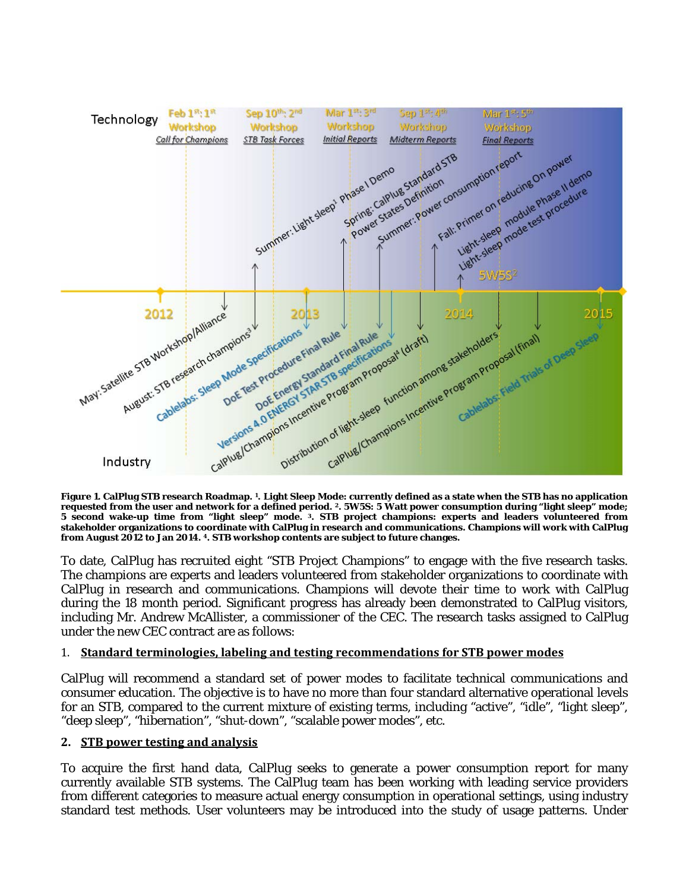Technology

Feb 1st: 1st Workshop — *Call for Champions*
Sep 10th: 2nd Workshop — *STB Task Forces*
Mar 1st: 3rd Workshop — *Initial Reports*
Sep 1st: 4th Workshop — *Midterm Reports*
Mar 1st: 5th Workshop — *Final Reports*

Summer: Light sleep[1] Phase I Demo
Spring: CalPlug Standard STB Power States Definition
Summer: Power consumption report
Fall: Primer on reducing On power
Light-sleep module Phase II demo
Light-sleep mode test procedure
5W5S[2]

2012 — 2013 — 2014 — 2015

May: Satellite STB Workshop/Alliance
August: STB research champions[3]
Cablelabs: Sleep Mode Specifications
DoE Test Procedure Final Rule
DoE Energy Standard Final Rule
Versions 4.0 ENERGY STAR STB specifications
CalPlug/Champions Incentive Program Proposal[4] (draft)
Distribution of light-sleep function among stakeholders
CalPlug/Champions Incentive Program Proposal (final)
Cablelabs: Field Trials of Deep Sleep

Industry

**Figure 1. CalPlug STB research Roadmap. [1]. Light Sleep Mode: currently defined as a state when the STB has no application requested from the user and network for a defined period. [2]. 5W5S: 5 Watt power consumption during "light sleep" mode; 5 second wake-up time from "light sleep" mode. [3]. STB project champions: experts and leaders volunteered from stakeholder organizations to coordinate with CalPlug in research and communications. Champions will work with CalPlug from August 2012 to Jan 2014. [4]. STB workshop contents are subject to future changes.**

To date, CalPlug has recruited eight "STB Project Champions" to engage with the five research tasks. The champions are experts and leaders volunteered from stakeholder organizations to coordinate with CalPlug in research and communications. Champions will devote their time to work with CalPlug during the 18 month period. Significant progress has already been demonstrated to CalPlug visitors, including Mr. Andrew McAllister, a commissioner of the CEC. The research tasks assigned to CalPlug under the new CEC contract are as follows:

1. **Standard terminologies, labeling and testing recommendations for STB power modes**

CalPlug will recommend a standard set of power modes to facilitate technical communications and consumer education. The objective is to have no more than four standard alternative operational levels for an STB, compared to the current mixture of existing terms, including "active", "idle", "light sleep", "deep sleep", "hibernation", "shut-down", "scalable power modes", etc.

2. **STB power testing and analysis**

To acquire the first hand data, CalPlug seeks to generate a power consumption report for many currently available STB systems. The CalPlug team has been working with leading service providers from different categories to measure actual energy consumption in operational settings, using industry standard test methods. User volunteers may be introduced into the study of usage patterns. Under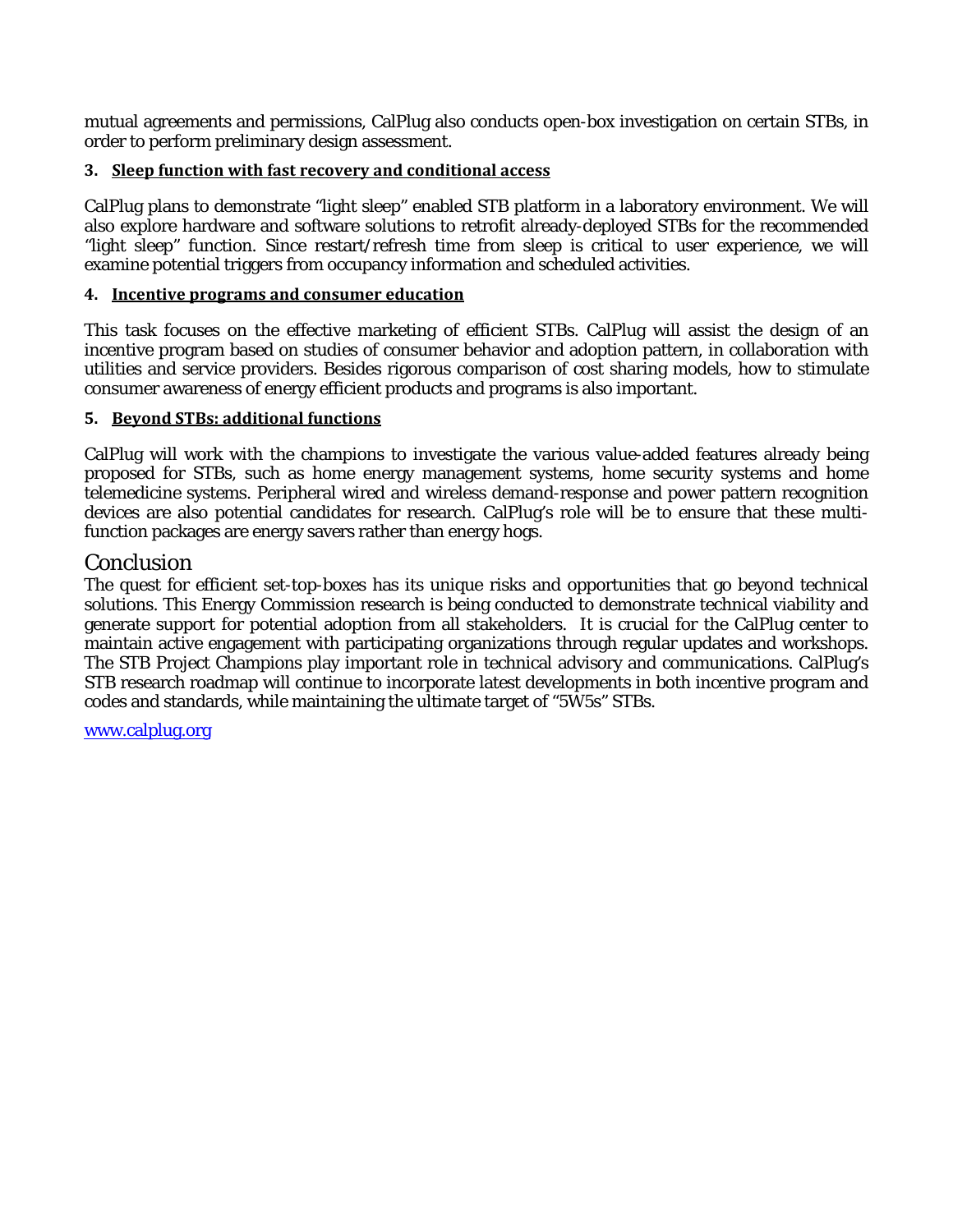mutual agreements and permissions, CalPlug also conducts open-box investigation on certain STBs, in order to perform preliminary design assessment.

3. **Sleep function with fast recovery and conditional access**

CalPlug plans to demonstrate "light sleep" enabled STB platform in a laboratory environment. We will also explore hardware and software solutions to retrofit already-deployed STBs for the recommended "light sleep" function. Since restart/refresh time from sleep is critical to user experience, we will examine potential triggers from occupancy information and scheduled activities.

4. **Incentive programs and consumer education**

This task focuses on the effective marketing of efficient STBs. CalPlug will assist the design of an incentive program based on studies of consumer behavior and adoption pattern, in collaboration with utilities and service providers. Besides rigorous comparison of cost sharing models, how to stimulate consumer awareness of energy efficient products and programs is also important.

5. **Beyond STBs: additional functions**

CalPlug will work with the champions to investigate the various value-added features already being proposed for STBs, such as home energy management systems, home security systems and home telemedicine systems. Peripheral wired and wireless demand-response and power pattern recognition devices are also potential candidates for research. CalPlug's role will be to ensure that these multi-function packages are energy savers rather than energy hogs.

# Conclusion

The quest for efficient set-top-boxes has its unique risks and opportunities that go beyond technical solutions. This Energy Commission research is being conducted to demonstrate technical viability and generate support for potential adoption from all stakeholders. It is crucial for the CalPlug center to maintain active engagement with participating organizations through regular updates and workshops. The STB Project Champions play important role in technical advisory and communications. CalPlug's STB research roadmap will continue to incorporate latest developments in both incentive program and codes and standards, while maintaining the ultimate target of "5W5s" STBs.

www.calplug.org